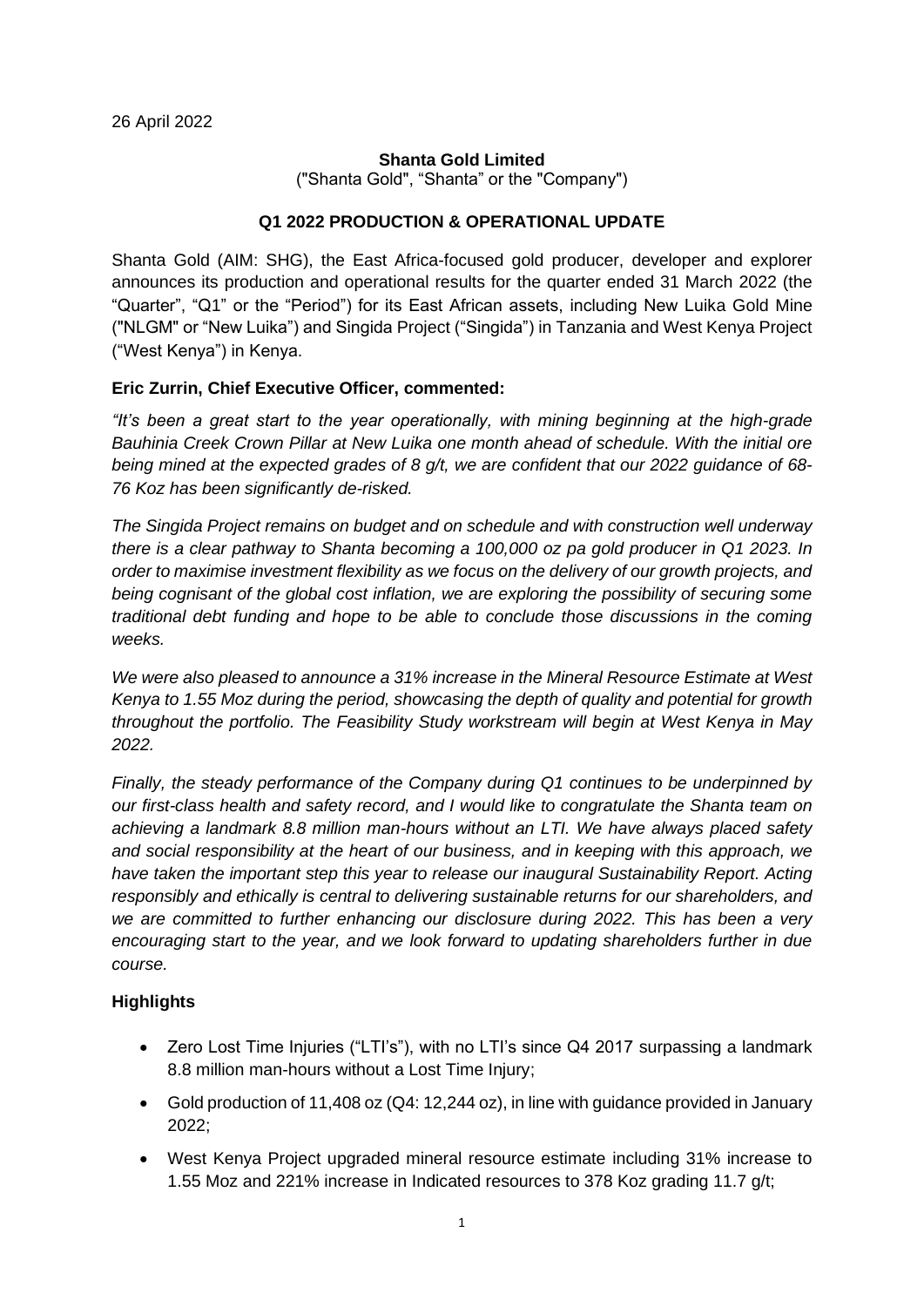26 April 2022

**Shanta Gold Limited**

("Shanta Gold", "Shanta" or the "Company")

**Q1 2022 PRODUCTION & OPERATIONAL UPDATE**

Shanta Gold (AIM: SHG), the East Africa-focused gold producer, developer and explorer announces its production and operational results for the quarter ended 31 March 2022 (the "Quarter", "Q1" or the "Period") for its East African assets, including New Luika Gold Mine ("NLGM" or "New Luika") and Singida Project ("Singida") in Tanzania and West Kenya Project ("West Kenya") in Kenya.

**Eric Zurrin, Chief Executive Officer, commented:**

*"It's been a great start to the year operationally, with mining beginning at the high-grade Bauhinia Creek Crown Pillar at New Luika one month ahead of schedule. With the initial ore being mined at the expected grades of 8 g/t, we are confident that our 2022 guidance of 68-76 Koz has been significantly de-risked.*

*The Singida Project remains on budget and on schedule and with construction well underway there is a clear pathway to Shanta becoming a 100,000 oz pa gold producer in Q1 2023. In order to maximise investment flexibility as we focus on the delivery of our growth projects, and being cognisant of the global cost inflation, we are exploring the possibility of securing some traditional debt funding and hope to be able to conclude those discussions in the coming weeks.*

*We were also pleased to announce a 31% increase in the Mineral Resource Estimate at West Kenya to 1.55 Moz during the period, showcasing the depth of quality and potential for growth throughout the portfolio. The Feasibility Study workstream will begin at West Kenya in May 2022.*

*Finally, the steady performance of the Company during Q1 continues to be underpinned by our first-class health and safety record, and I would like to congratulate the Shanta team on achieving a landmark 8.8 million man-hours without an LTI. We have always placed safety and social responsibility at the heart of our business, and in keeping with this approach, we have taken the important step this year to release our inaugural Sustainability Report. Acting responsibly and ethically is central to delivering sustainable returns for our shareholders, and we are committed to further enhancing our disclosure during 2022. This has been a very encouraging start to the year, and we look forward to updating shareholders further in due course.*

**Highlights**

- Zero Lost Time Injuries ("LTI's"), with no LTI's since Q4 2017 surpassing a landmark 8.8 million man-hours without a Lost Time Injury;
- Gold production of 11,408 oz (Q4: 12,244 oz), in line with guidance provided in January 2022;
- West Kenya Project upgraded mineral resource estimate including 31% increase to 1.55 Moz and 221% increase in Indicated resources to 378 Koz grading 11.7 g/t;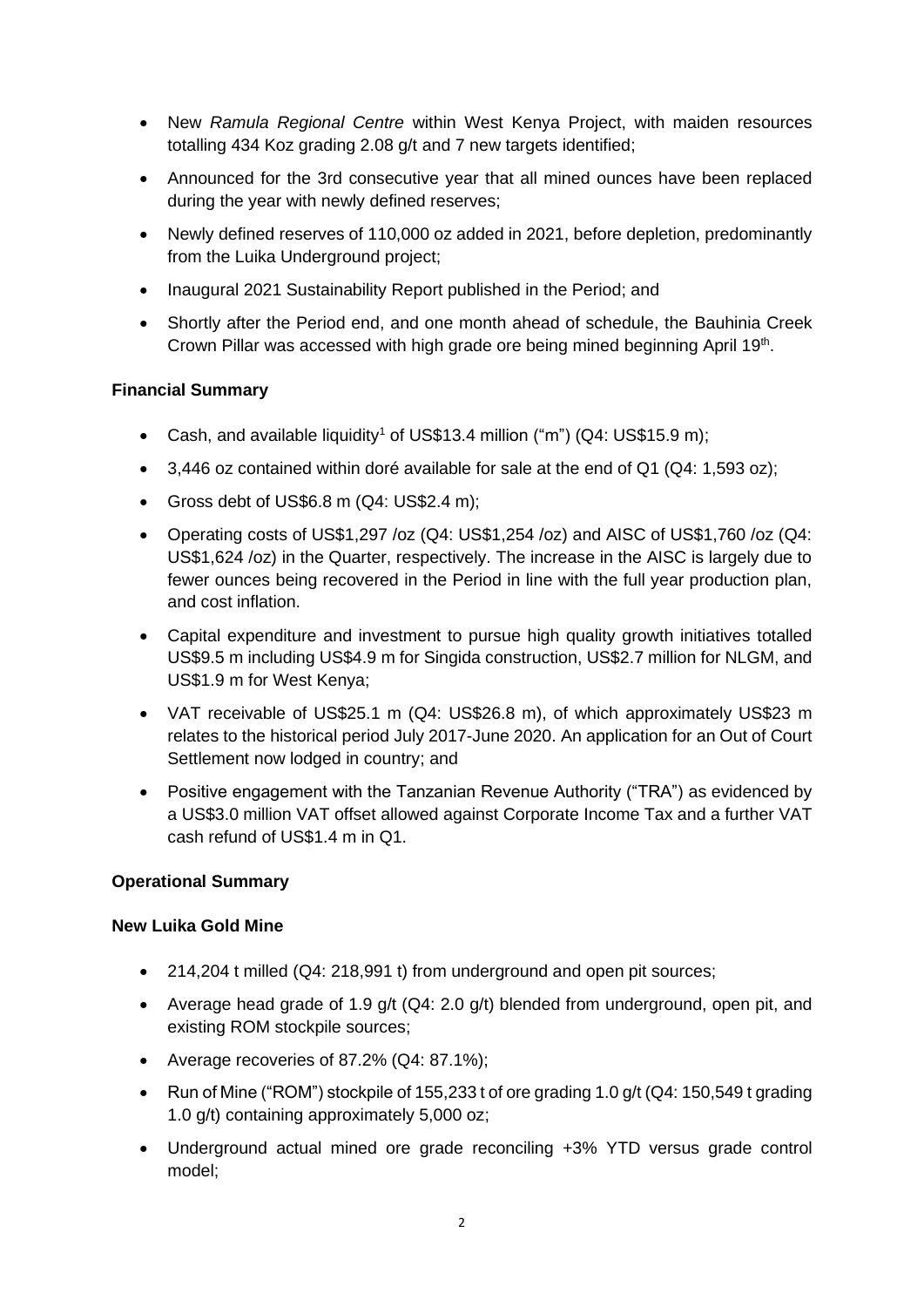- New *Ramula Regional Centre* within West Kenya Project, with maiden resources totalling 434 Koz grading 2.08 g/t and 7 new targets identified;
- Announced for the 3rd consecutive year that all mined ounces have been replaced during the year with newly defined reserves;
- Newly defined reserves of 110,000 oz added in 2021, before depletion, predominantly from the Luika Underground project;
- Inaugural 2021 Sustainability Report published in the Period; and
- Shortly after the Period end, and one month ahead of schedule, the Bauhinia Creek Crown Pillar was accessed with high grade ore being mined beginning April 19th.

**Financial Summary**

- Cash, and available liquidity[1] of US$13.4 million ("m") (Q4: US$15.9 m);
- 3,446 oz contained within doré available for sale at the end of Q1 (Q4: 1,593 oz);
- Gross debt of US$6.8 m (Q4: US$2.4 m);
- Operating costs of US$1,297 /oz (Q4: US$1,254 /oz) and AISC of US$1,760 /oz (Q4: US$1,624 /oz) in the Quarter, respectively. The increase in the AISC is largely due to fewer ounces being recovered in the Period in line with the full year production plan, and cost inflation.
- Capital expenditure and investment to pursue high quality growth initiatives totalled US$9.5 m including US$4.9 m for Singida construction, US$2.7 million for NLGM, and US$1.9 m for West Kenya;
- VAT receivable of US$25.1 m (Q4: US$26.8 m), of which approximately US$23 m relates to the historical period July 2017-June 2020. An application for an Out of Court Settlement now lodged in country; and
- Positive engagement with the Tanzanian Revenue Authority ("TRA") as evidenced by a US$3.0 million VAT offset allowed against Corporate Income Tax and a further VAT cash refund of US$1.4 m in Q1.

**Operational Summary**

**New Luika Gold Mine**

- 214,204 t milled (Q4: 218,991 t) from underground and open pit sources;
- Average head grade of 1.9 g/t (Q4: 2.0 g/t) blended from underground, open pit, and existing ROM stockpile sources;
- Average recoveries of 87.2% (Q4: 87.1%);
- Run of Mine ("ROM") stockpile of 155,233 t of ore grading 1.0 g/t (Q4: 150,549 t grading 1.0 g/t) containing approximately 5,000 oz;
- Underground actual mined ore grade reconciling +3% YTD versus grade control model;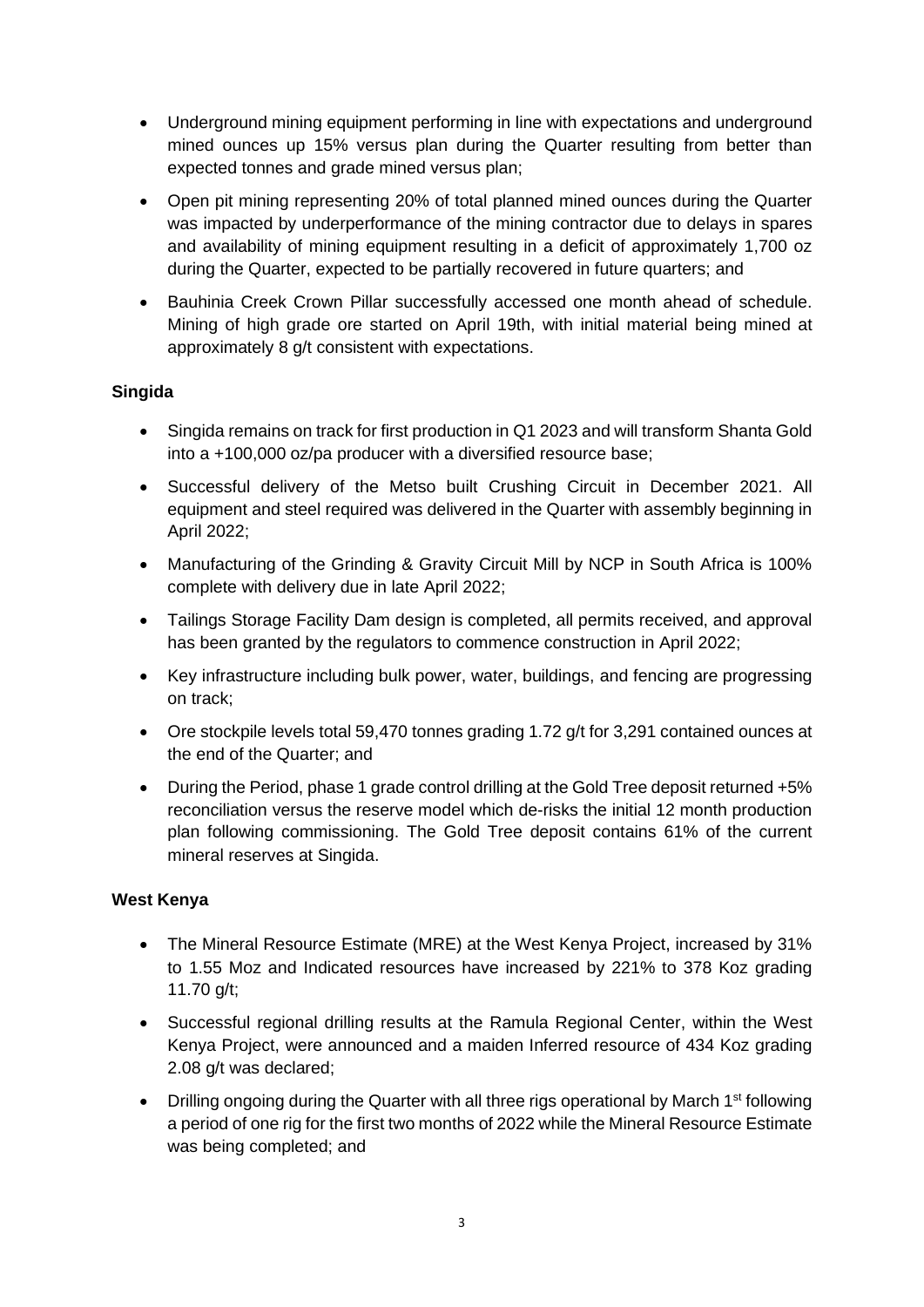- Underground mining equipment performing in line with expectations and underground mined ounces up 15% versus plan during the Quarter resulting from better than expected tonnes and grade mined versus plan;
- Open pit mining representing 20% of total planned mined ounces during the Quarter was impacted by underperformance of the mining contractor due to delays in spares and availability of mining equipment resulting in a deficit of approximately 1,700 oz during the Quarter, expected to be partially recovered in future quarters; and
- Bauhinia Creek Crown Pillar successfully accessed one month ahead of schedule. Mining of high grade ore started on April 19th, with initial material being mined at approximately 8 g/t consistent with expectations.

**Singida**

- Singida remains on track for first production in Q1 2023 and will transform Shanta Gold into a +100,000 oz/pa producer with a diversified resource base;
- Successful delivery of the Metso built Crushing Circuit in December 2021. All equipment and steel required was delivered in the Quarter with assembly beginning in April 2022;
- Manufacturing of the Grinding & Gravity Circuit Mill by NCP in South Africa is 100% complete with delivery due in late April 2022;
- Tailings Storage Facility Dam design is completed, all permits received, and approval has been granted by the regulators to commence construction in April 2022;
- Key infrastructure including bulk power, water, buildings, and fencing are progressing on track;
- Ore stockpile levels total 59,470 tonnes grading 1.72 g/t for 3,291 contained ounces at the end of the Quarter; and
- During the Period, phase 1 grade control drilling at the Gold Tree deposit returned +5% reconciliation versus the reserve model which de-risks the initial 12 month production plan following commissioning. The Gold Tree deposit contains 61% of the current mineral reserves at Singida.

**West Kenya**

- The Mineral Resource Estimate (MRE) at the West Kenya Project, increased by 31% to 1.55 Moz and Indicated resources have increased by 221% to 378 Koz grading 11.70 g/t;
- Successful regional drilling results at the Ramula Regional Center, within the West Kenya Project, were announced and a maiden Inferred resource of 434 Koz grading 2.08 g/t was declared;
- Drilling ongoing during the Quarter with all three rigs operational by March 1st following a period of one rig for the first two months of 2022 while the Mineral Resource Estimate was being completed; and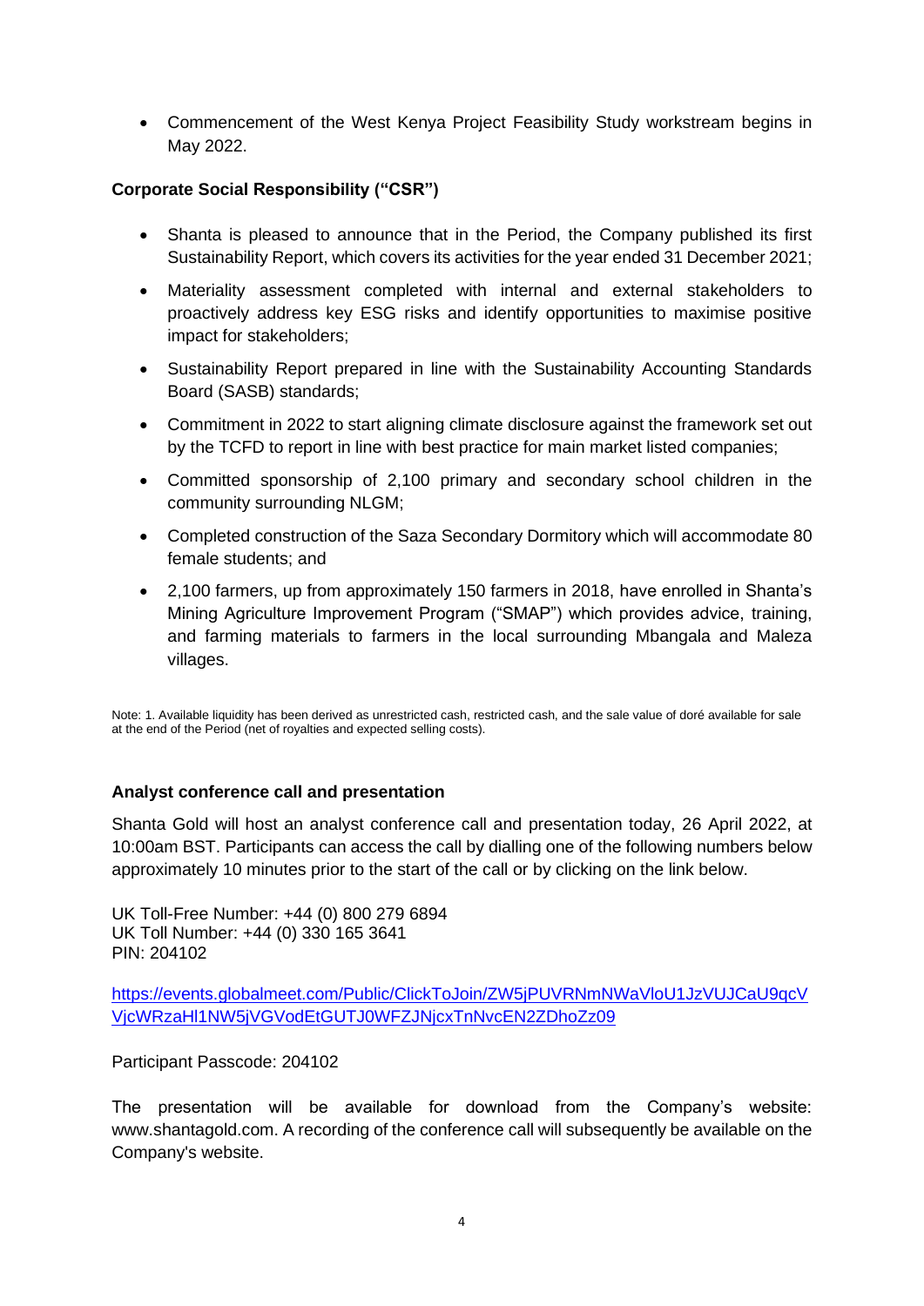- Commencement of the West Kenya Project Feasibility Study workstream begins in May 2022.

**Corporate Social Responsibility ("CSR")**

- Shanta is pleased to announce that in the Period, the Company published its first Sustainability Report, which covers its activities for the year ended 31 December 2021;
- Materiality assessment completed with internal and external stakeholders to proactively address key ESG risks and identify opportunities to maximise positive impact for stakeholders;
- Sustainability Report prepared in line with the Sustainability Accounting Standards Board (SASB) standards;
- Commitment in 2022 to start aligning climate disclosure against the framework set out by the TCFD to report in line with best practice for main market listed companies;
- Committed sponsorship of 2,100 primary and secondary school children in the community surrounding NLGM;
- Completed construction of the Saza Secondary Dormitory which will accommodate 80 female students; and
- 2,100 farmers, up from approximately 150 farmers in 2018, have enrolled in Shanta's Mining Agriculture Improvement Program ("SMAP") which provides advice, training, and farming materials to farmers in the local surrounding Mbangala and Maleza villages.

Note: 1. Available liquidity has been derived as unrestricted cash, restricted cash, and the sale value of doré available for sale at the end of the Period (net of royalties and expected selling costs).

**Analyst conference call and presentation**

Shanta Gold will host an analyst conference call and presentation today, 26 April 2022, at 10:00am BST. Participants can access the call by dialling one of the following numbers below approximately 10 minutes prior to the start of the call or by clicking on the link below.

UK Toll-Free Number: +44 (0) 800 279 6894
UK Toll Number: +44 (0) 330 165 3641
PIN: 204102

https://events.globalmeet.com/Public/ClickToJoin/ZW5jPUVRNmNWaVloU1JzVUJCaU9qcVVjcWRzaHl1NW5jVGVodEtGUTJ0WFZJNjcxTnNvcEN2ZDhoZz09

Participant Passcode: 204102

The presentation will be available for download from the Company's website: www.shantagold.com. A recording of the conference call will subsequently be available on the Company's website.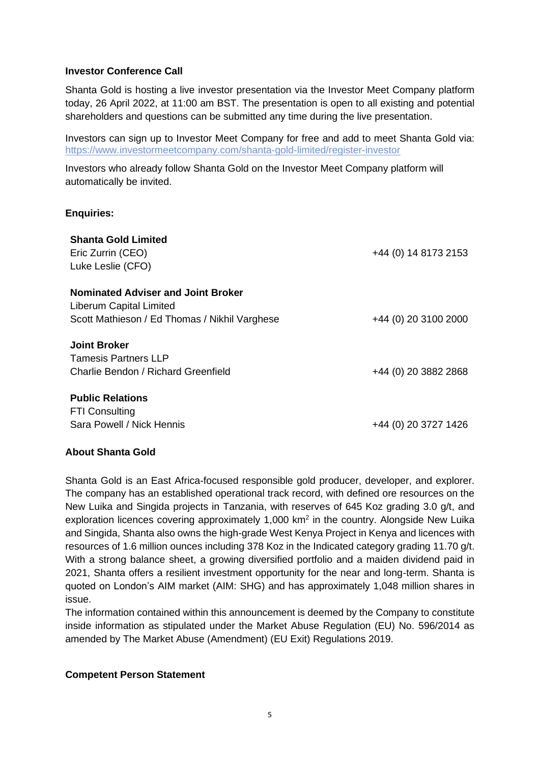**Investor Conference Call**

Shanta Gold is hosting a live investor presentation via the Investor Meet Company platform today, 26 April 2022, at 11:00 am BST. The presentation is open to all existing and potential shareholders and questions can be submitted any time during the live presentation.

Investors can sign up to Investor Meet Company for free and add to meet Shanta Gold via: https://www.investormeetcompany.com/shanta-gold-limited/register-investor

Investors who already follow Shanta Gold on the Investor Meet Company platform will automatically be invited.

**Enquiries:**

| | |
|---|---|
| **Shanta Gold Limited** | |
| Eric Zurrin (CEO) | +44 (0) 14 8173 2153 |
| Luke Leslie (CFO) | |
| **Nominated Adviser and Joint Broker** | |
| Liberum Capital Limited | |
| Scott Mathieson / Ed Thomas / Nikhil Varghese | +44 (0) 20 3100 2000 |
| **Joint Broker** | |
| Tamesis Partners LLP | |
| Charlie Bendon / Richard Greenfield | +44 (0) 20 3882 2868 |
| **Public Relations** | |
| FTI Consulting | |
| Sara Powell / Nick Hennis | +44 (0) 20 3727 1426 |

**About Shanta Gold**

Shanta Gold is an East Africa-focused responsible gold producer, developer, and explorer. The company has an established operational track record, with defined ore resources on the New Luika and Singida projects in Tanzania, with reserves of 645 Koz grading 3.0 g/t, and exploration licences covering approximately 1,000 km$^2$ in the country. Alongside New Luika and Singida, Shanta also owns the high-grade West Kenya Project in Kenya and licences with resources of 1.6 million ounces including 378 Koz in the Indicated category grading 11.70 g/t. With a strong balance sheet, a growing diversified portfolio and a maiden dividend paid in 2021, Shanta offers a resilient investment opportunity for the near and long-term. Shanta is quoted on London's AIM market (AIM: SHG) and has approximately 1,048 million shares in issue.

The information contained within this announcement is deemed by the Company to constitute inside information as stipulated under the Market Abuse Regulation (EU) No. 596/2014 as amended by The Market Abuse (Amendment) (EU Exit) Regulations 2019.

**Competent Person Statement**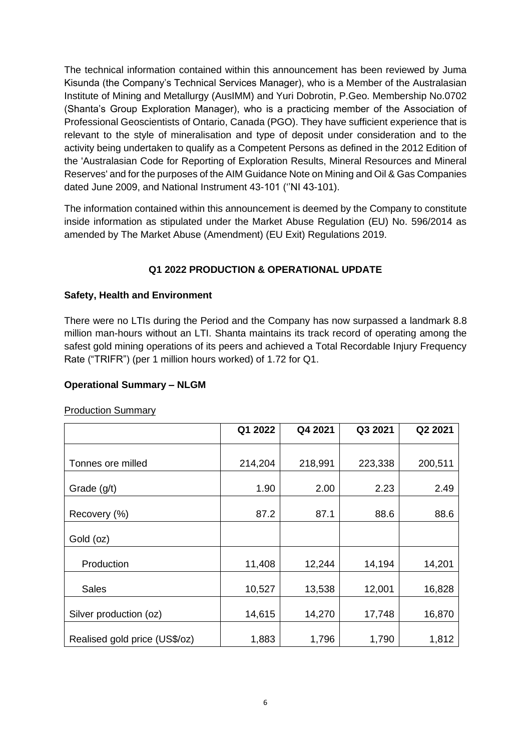The technical information contained within this announcement has been reviewed by Juma Kisunda (the Company's Technical Services Manager), who is a Member of the Australasian Institute of Mining and Metallurgy (AusIMM) and Yuri Dobrotin, P.Geo. Membership No.0702 (Shanta's Group Exploration Manager), who is a practicing member of the Association of Professional Geoscientists of Ontario, Canada (PGO). They have sufficient experience that is relevant to the style of mineralisation and type of deposit under consideration and to the activity being undertaken to qualify as a Competent Persons as defined in the 2012 Edition of the 'Australasian Code for Reporting of Exploration Results, Mineral Resources and Mineral Reserves' and for the purposes of the AIM Guidance Note on Mining and Oil & Gas Companies dated June 2009, and National Instrument 43-101 (''NI 43-101).

The information contained within this announcement is deemed by the Company to constitute inside information as stipulated under the Market Abuse Regulation (EU) No. 596/2014 as amended by The Market Abuse (Amendment) (EU Exit) Regulations 2019.

## Q1 2022 PRODUCTION & OPERATIONAL UPDATE

**Safety, Health and Environment**

There were no LTIs during the Period and the Company has now surpassed a landmark 8.8 million man-hours without an LTI. Shanta maintains its track record of operating among the safest gold mining operations of its peers and achieved a Total Recordable Injury Frequency Rate ("TRIFR") (per 1 million hours worked) of 1.72 for Q1.

**Operational Summary – NLGM**

Production Summary

| | Q1 2022 | Q4 2021 | Q3 2021 | Q2 2021 |
|---|---|---|---|---|
| Tonnes ore milled | 214,204 | 218,991 | 223,338 | 200,511 |
| Grade (g/t) | 1.90 | 2.00 | 2.23 | 2.49 |
| Recovery (%) | 87.2 | 87.1 | 88.6 | 88.6 |
| Gold (oz) | | | | |
| Production | 11,408 | 12,244 | 14,194 | 14,201 |
| Sales | 10,527 | 13,538 | 12,001 | 16,828 |
| Silver production (oz) | 14,615 | 14,270 | 17,748 | 16,870 |
| Realised gold price (US$/oz) | 1,883 | 1,796 | 1,790 | 1,812 |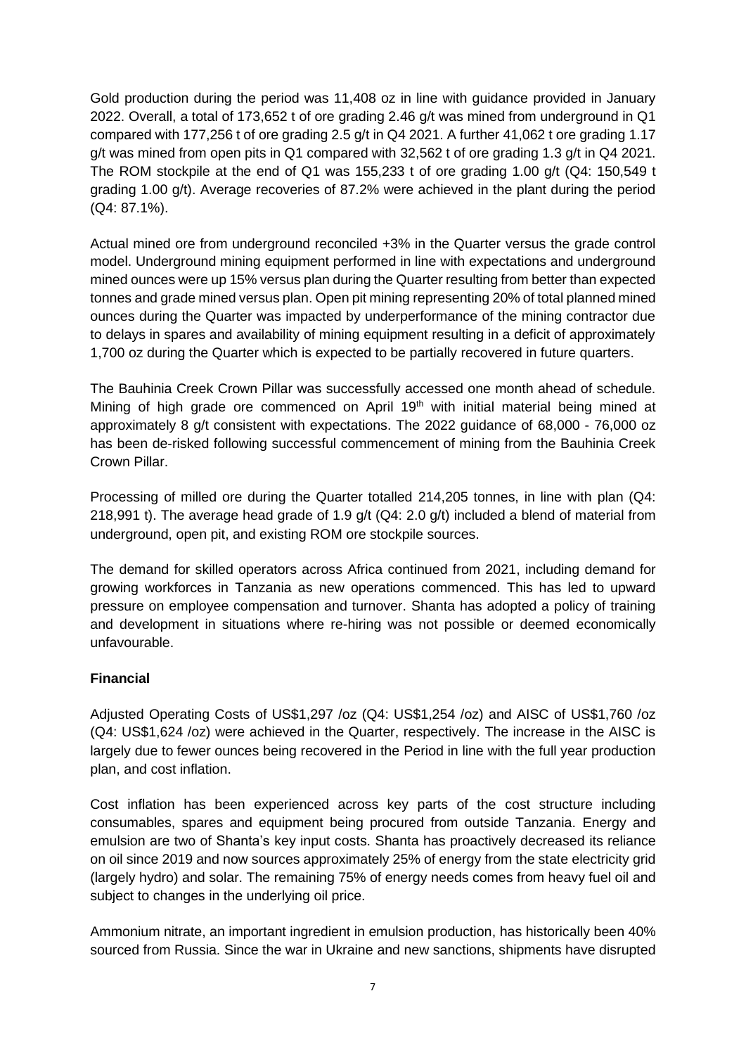Gold production during the period was 11,408 oz in line with guidance provided in January 2022. Overall, a total of 173,652 t of ore grading 2.46 g/t was mined from underground in Q1 compared with 177,256 t of ore grading 2.5 g/t in Q4 2021. A further 41,062 t ore grading 1.17 g/t was mined from open pits in Q1 compared with 32,562 t of ore grading 1.3 g/t in Q4 2021. The ROM stockpile at the end of Q1 was 155,233 t of ore grading 1.00 g/t (Q4: 150,549 t grading 1.00 g/t). Average recoveries of 87.2% were achieved in the plant during the period (Q4: 87.1%).

Actual mined ore from underground reconciled +3% in the Quarter versus the grade control model. Underground mining equipment performed in line with expectations and underground mined ounces were up 15% versus plan during the Quarter resulting from better than expected tonnes and grade mined versus plan. Open pit mining representing 20% of total planned mined ounces during the Quarter was impacted by underperformance of the mining contractor due to delays in spares and availability of mining equipment resulting in a deficit of approximately 1,700 oz during the Quarter which is expected to be partially recovered in future quarters.

The Bauhinia Creek Crown Pillar was successfully accessed one month ahead of schedule. Mining of high grade ore commenced on April 19th with initial material being mined at approximately 8 g/t consistent with expectations. The 2022 guidance of 68,000 - 76,000 oz has been de-risked following successful commencement of mining from the Bauhinia Creek Crown Pillar.

Processing of milled ore during the Quarter totalled 214,205 tonnes, in line with plan (Q4: 218,991 t). The average head grade of 1.9 g/t (Q4: 2.0 g/t) included a blend of material from underground, open pit, and existing ROM ore stockpile sources.

The demand for skilled operators across Africa continued from 2021, including demand for growing workforces in Tanzania as new operations commenced. This has led to upward pressure on employee compensation and turnover. Shanta has adopted a policy of training and development in situations where re-hiring was not possible or deemed economically unfavourable.

**Financial**

Adjusted Operating Costs of US$1,297 /oz (Q4: US$1,254 /oz) and AISC of US$1,760 /oz (Q4: US$1,624 /oz) were achieved in the Quarter, respectively. The increase in the AISC is largely due to fewer ounces being recovered in the Period in line with the full year production plan, and cost inflation.

Cost inflation has been experienced across key parts of the cost structure including consumables, spares and equipment being procured from outside Tanzania. Energy and emulsion are two of Shanta's key input costs. Shanta has proactively decreased its reliance on oil since 2019 and now sources approximately 25% of energy from the state electricity grid (largely hydro) and solar. The remaining 75% of energy needs comes from heavy fuel oil and subject to changes in the underlying oil price.

Ammonium nitrate, an important ingredient in emulsion production, has historically been 40% sourced from Russia. Since the war in Ukraine and new sanctions, shipments have disrupted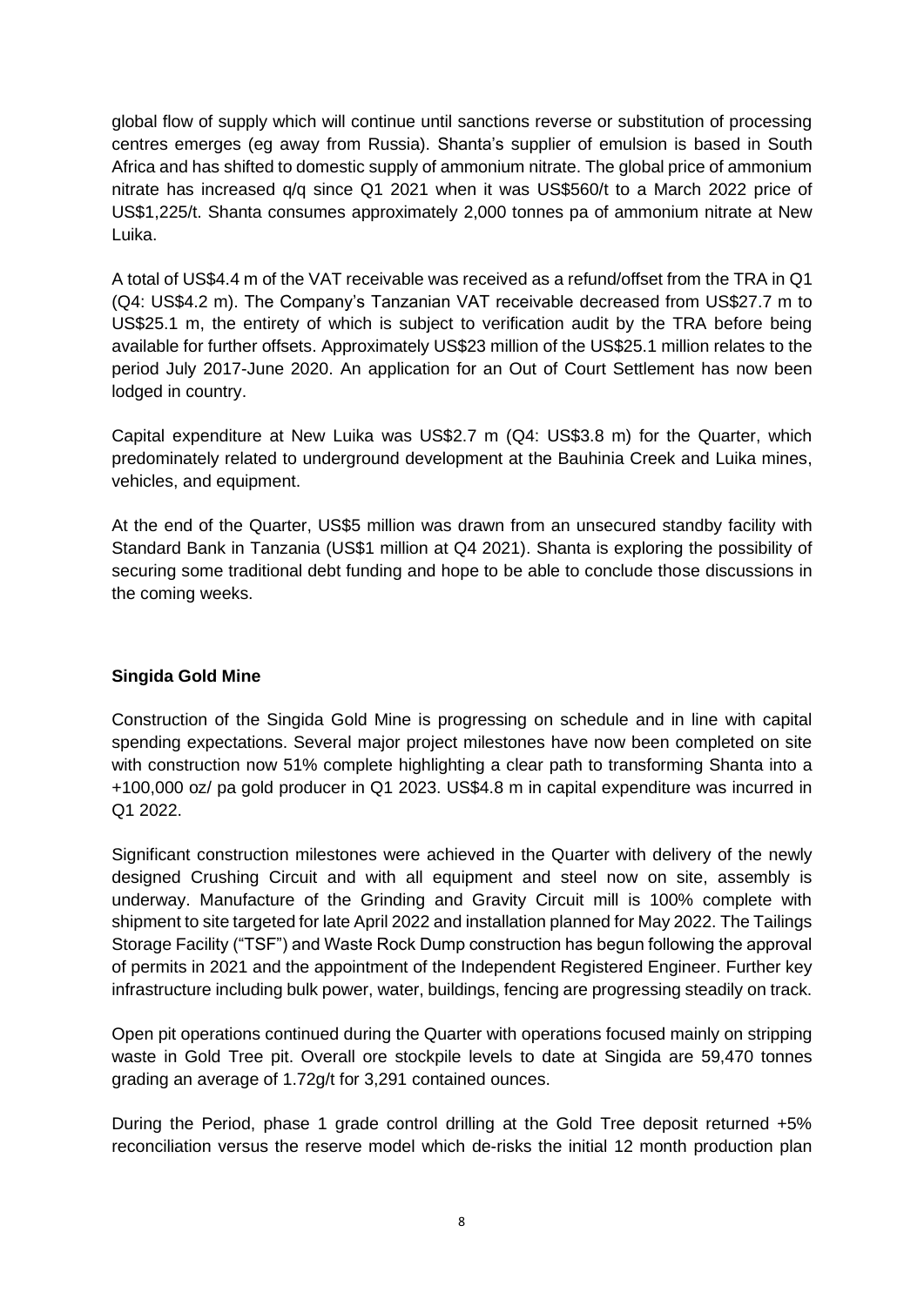global flow of supply which will continue until sanctions reverse or substitution of processing centres emerges (eg away from Russia). Shanta's supplier of emulsion is based in South Africa and has shifted to domestic supply of ammonium nitrate. The global price of ammonium nitrate has increased q/q since Q1 2021 when it was US$560/t to a March 2022 price of US$1,225/t. Shanta consumes approximately 2,000 tonnes pa of ammonium nitrate at New Luika.

A total of US$4.4 m of the VAT receivable was received as a refund/offset from the TRA in Q1 (Q4: US$4.2 m). The Company's Tanzanian VAT receivable decreased from US$27.7 m to US$25.1 m, the entirety of which is subject to verification audit by the TRA before being available for further offsets. Approximately US$23 million of the US$25.1 million relates to the period July 2017-June 2020. An application for an Out of Court Settlement has now been lodged in country.

Capital expenditure at New Luika was US$2.7 m (Q4: US$3.8 m) for the Quarter, which predominately related to underground development at the Bauhinia Creek and Luika mines, vehicles, and equipment.

At the end of the Quarter, US$5 million was drawn from an unsecured standby facility with Standard Bank in Tanzania (US$1 million at Q4 2021). Shanta is exploring the possibility of securing some traditional debt funding and hope to be able to conclude those discussions in the coming weeks.

**Singida Gold Mine**

Construction of the Singida Gold Mine is progressing on schedule and in line with capital spending expectations. Several major project milestones have now been completed on site with construction now 51% complete highlighting a clear path to transforming Shanta into a +100,000 oz/ pa gold producer in Q1 2023. US$4.8 m in capital expenditure was incurred in Q1 2022.

Significant construction milestones were achieved in the Quarter with delivery of the newly designed Crushing Circuit and with all equipment and steel now on site, assembly is underway. Manufacture of the Grinding and Gravity Circuit mill is 100% complete with shipment to site targeted for late April 2022 and installation planned for May 2022. The Tailings Storage Facility ("TSF") and Waste Rock Dump construction has begun following the approval of permits in 2021 and the appointment of the Independent Registered Engineer. Further key infrastructure including bulk power, water, buildings, fencing are progressing steadily on track.

Open pit operations continued during the Quarter with operations focused mainly on stripping waste in Gold Tree pit. Overall ore stockpile levels to date at Singida are 59,470 tonnes grading an average of 1.72g/t for 3,291 contained ounces.

During the Period, phase 1 grade control drilling at the Gold Tree deposit returned +5% reconciliation versus the reserve model which de-risks the initial 12 month production plan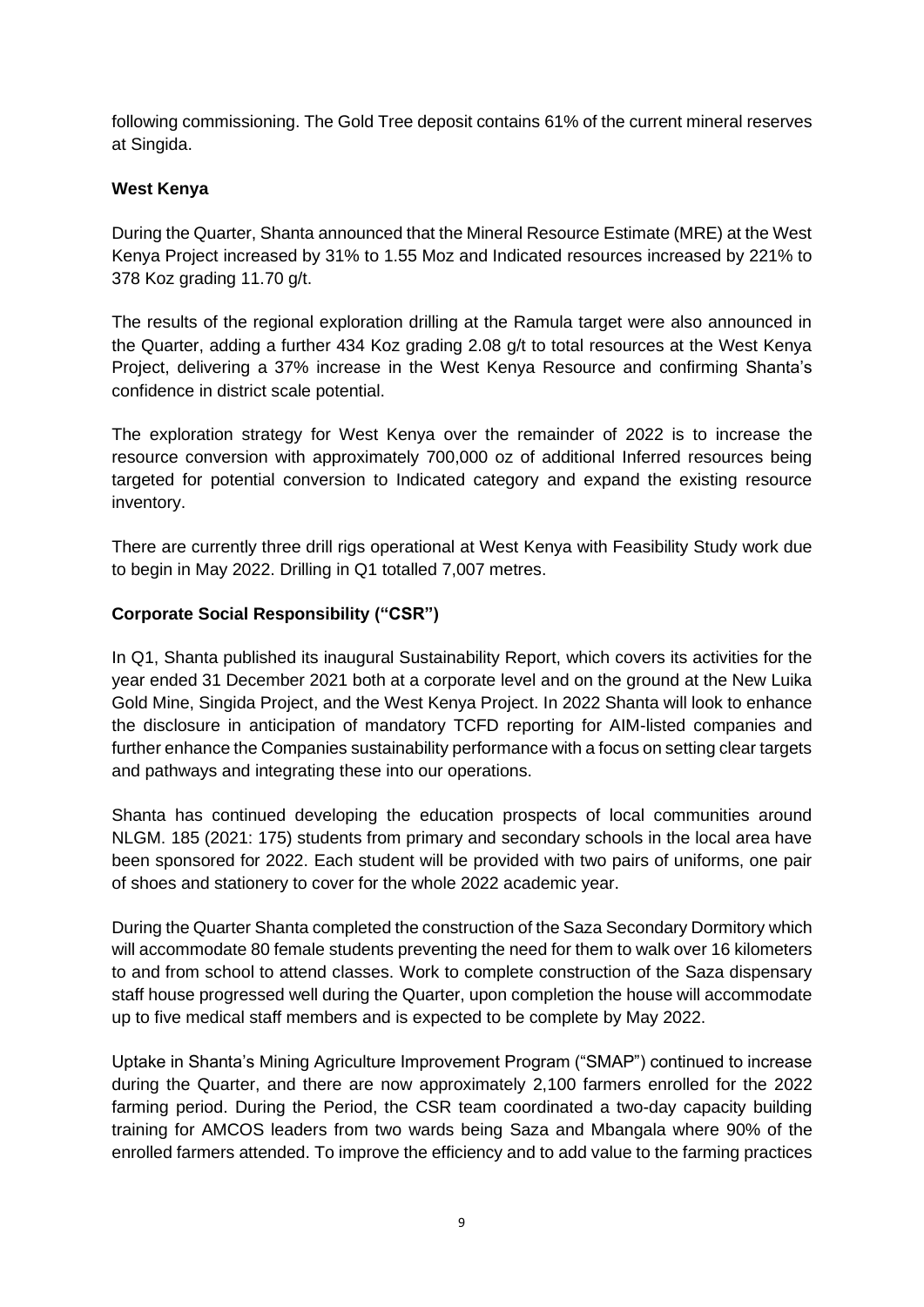following commissioning. The Gold Tree deposit contains 61% of the current mineral reserves at Singida.

**West Kenya**

During the Quarter, Shanta announced that the Mineral Resource Estimate (MRE) at the West Kenya Project increased by 31% to 1.55 Moz and Indicated resources increased by 221% to 378 Koz grading 11.70 g/t.

The results of the regional exploration drilling at the Ramula target were also announced in the Quarter, adding a further 434 Koz grading 2.08 g/t to total resources at the West Kenya Project, delivering a 37% increase in the West Kenya Resource and confirming Shanta's confidence in district scale potential.

The exploration strategy for West Kenya over the remainder of 2022 is to increase the resource conversion with approximately 700,000 oz of additional Inferred resources being targeted for potential conversion to Indicated category and expand the existing resource inventory.

There are currently three drill rigs operational at West Kenya with Feasibility Study work due to begin in May 2022. Drilling in Q1 totalled 7,007 metres.

**Corporate Social Responsibility ("CSR")**

In Q1, Shanta published its inaugural Sustainability Report, which covers its activities for the year ended 31 December 2021 both at a corporate level and on the ground at the New Luika Gold Mine, Singida Project, and the West Kenya Project. In 2022 Shanta will look to enhance the disclosure in anticipation of mandatory TCFD reporting for AIM-listed companies and further enhance the Companies sustainability performance with a focus on setting clear targets and pathways and integrating these into our operations.

Shanta has continued developing the education prospects of local communities around NLGM. 185 (2021: 175) students from primary and secondary schools in the local area have been sponsored for 2022. Each student will be provided with two pairs of uniforms, one pair of shoes and stationery to cover for the whole 2022 academic year.

During the Quarter Shanta completed the construction of the Saza Secondary Dormitory which will accommodate 80 female students preventing the need for them to walk over 16 kilometers to and from school to attend classes. Work to complete construction of the Saza dispensary staff house progressed well during the Quarter, upon completion the house will accommodate up to five medical staff members and is expected to be complete by May 2022.

Uptake in Shanta's Mining Agriculture Improvement Program ("SMAP") continued to increase during the Quarter, and there are now approximately 2,100 farmers enrolled for the 2022 farming period. During the Period, the CSR team coordinated a two-day capacity building training for AMCOS leaders from two wards being Saza and Mbangala where 90% of the enrolled farmers attended. To improve the efficiency and to add value to the farming practices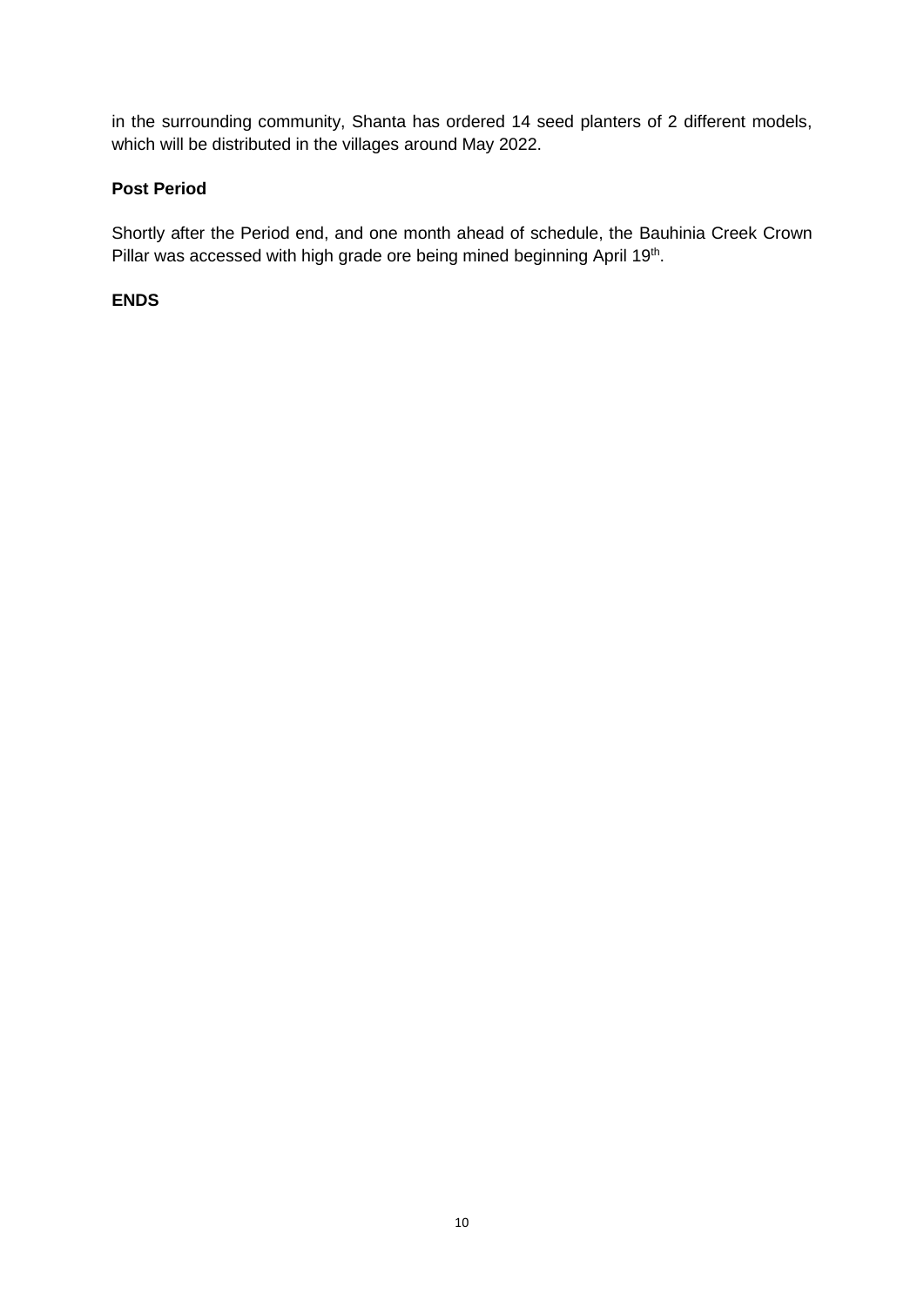in the surrounding community, Shanta has ordered 14 seed planters of 2 different models, which will be distributed in the villages around May 2022.

**Post Period**

Shortly after the Period end, and one month ahead of schedule, the Bauhinia Creek Crown Pillar was accessed with high grade ore being mined beginning April 19th.

**ENDS**